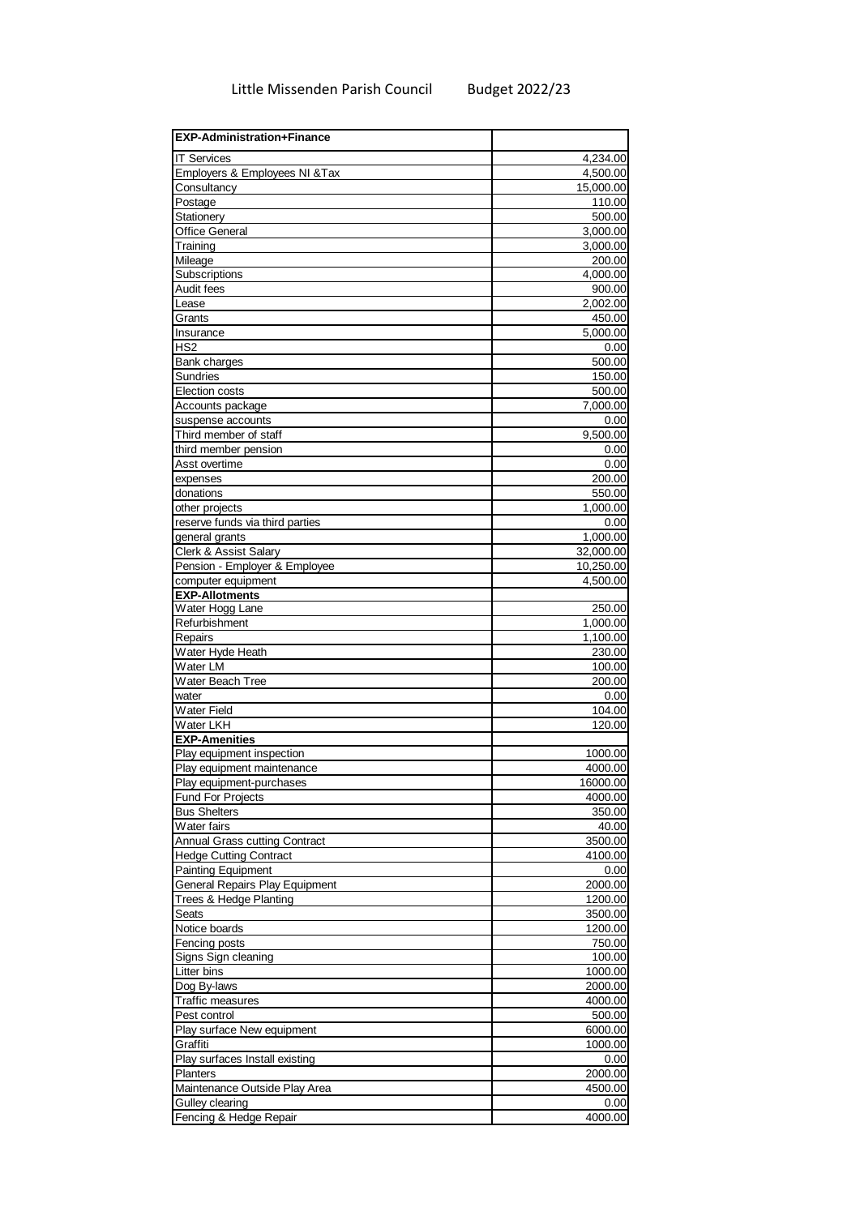# Little Missenden Parish Council Budget 2022/23

| EXP-Administration+Finance | |
|---|---|
| IT Services | 4,234.00 |
| Employers & Employees NI &Tax | 4,500.00 |
| Consultancy | 15,000.00 |
| Postage | 110.00 |
| Stationery | 500.00 |
| Office General | 3,000.00 |
| Training | 3,000.00 |
| Mileage | 200.00 |
| Subscriptions | 4,000.00 |
| Audit fees | 900.00 |
| Lease | 2,002.00 |
| Grants | 450.00 |
| Insurance | 5,000.00 |
| HS2 | 0.00 |
| Bank charges | 500.00 |
| Sundries | 150.00 |
| Election costs | 500.00 |
| Accounts package | 7,000.00 |
| suspense accounts | 0.00 |
| Third member of staff | 9,500.00 |
| third member pension | 0.00 |
| Asst overtime | 0.00 |
| expenses | 200.00 |
| donations | 550.00 |
| other projects | 1,000.00 |
| reserve funds via third parties | 0.00 |
| general grants | 1,000.00 |
| Clerk & Assist Salary | 32,000.00 |
| Pension - Employer & Employee | 10,250.00 |
| computer equipment | 4,500.00 |
| **EXP-Allotments** | |
| Water Hogg Lane | 250.00 |
| Refurbishment | 1,000.00 |
| Repairs | 1,100.00 |
| Water Hyde Heath | 230.00 |
| Water LM | 100.00 |
| Water Beach Tree | 200.00 |
| water | 0.00 |
| Water Field | 104.00 |
| Water LKH | 120.00 |
| **EXP-Amenities** | |
| Play equipment inspection | 1000.00 |
| Play equipment maintenance | 4000.00 |
| Play equipment-purchases | 16000.00 |
| Fund For Projects | 4000.00 |
| Bus Shelters | 350.00 |
| Water fairs | 40.00 |
| Annual Grass cutting Contract | 3500.00 |
| Hedge Cutting Contract | 4100.00 |
| Painting Equipment | 0.00 |
| General Repairs Play Equipment | 2000.00 |
| Trees & Hedge Planting | 1200.00 |
| Seats | 3500.00 |
| Notice boards | 1200.00 |
| Fencing posts | 750.00 |
| Signs Sign cleaning | 100.00 |
| Litter bins | 1000.00 |
| Dog By-laws | 2000.00 |
| Traffic measures | 4000.00 |
| Pest control | 500.00 |
| Play surface New equipment | 6000.00 |
| Graffiti | 1000.00 |
| Play surfaces Install existing | 0.00 |
| Planters | 2000.00 |
| Maintenance Outside Play Area | 4500.00 |
| Gulley clearing | 0.00 |
| Fencing & Hedge Repair | 4000.00 |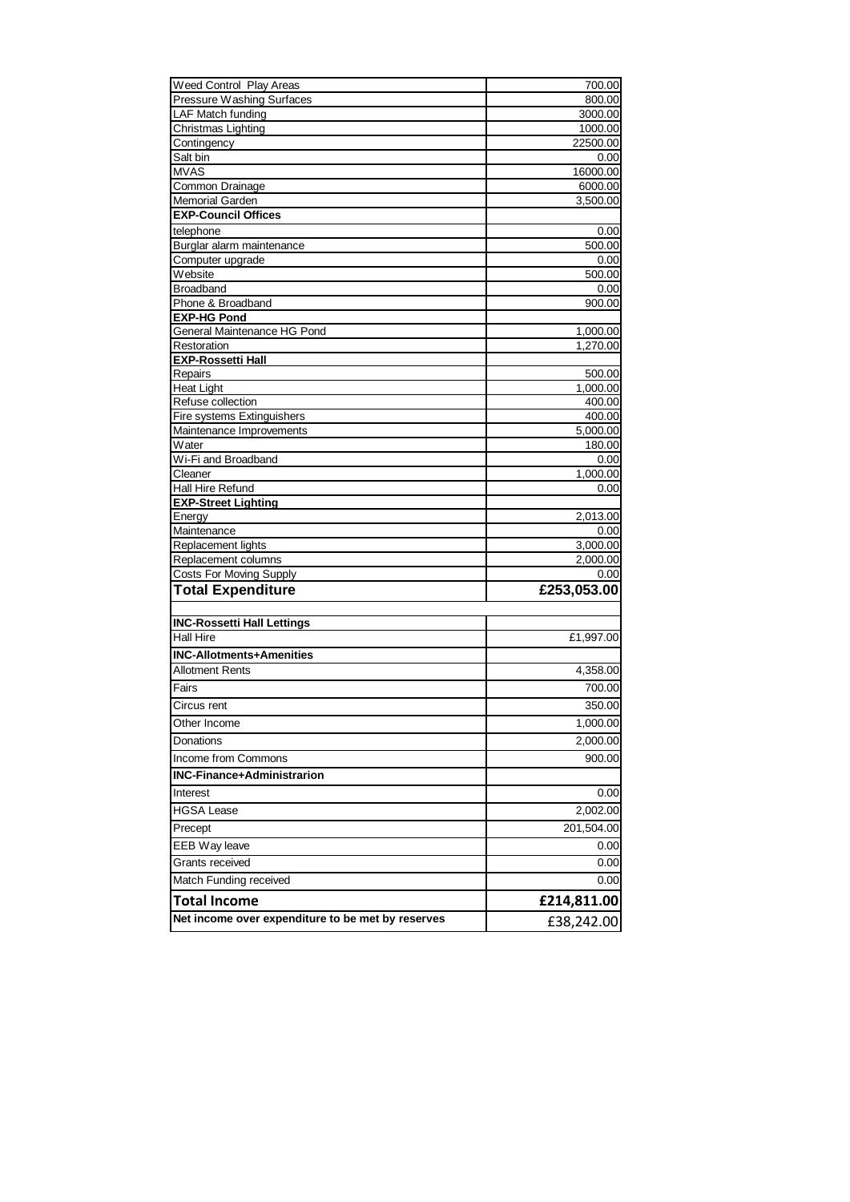| | |
|---|---|
| Weed Control Play Areas | 700.00 |
| Pressure Washing Surfaces | 800.00 |
| LAF Match funding | 3000.00 |
| Christmas Lighting | 1000.00 |
| Contingency | 22500.00 |
| Salt bin | 0.00 |
| MVAS | 16000.00 |
| Common Drainage | 6000.00 |
| Memorial Garden | 3,500.00 |
| **EXP-Council Offices** | |
| telephone | 0.00 |
| Burglar alarm maintenance | 500.00 |
| Computer upgrade | 0.00 |
| Website | 500.00 |
| Broadband | 0.00 |
| Phone & Broadband | 900.00 |
| **EXP-HG Pond** | |
| General Maintenance HG Pond | 1,000.00 |
| Restoration | 1,270.00 |
| **EXP-Rossetti Hall** | |
| Repairs | 500.00 |
| Heat Light | 1,000.00 |
| Refuse collection | 400.00 |
| Fire systems Extinguishers | 400.00 |
| Maintenance Improvements | 5,000.00 |
| Water | 180.00 |
| Wi-Fi and Broadband | 0.00 |
| Cleaner | 1,000.00 |
| Hall Hire Refund | 0.00 |
| **EXP-Street Lighting** | |
| Energy | 2,013.00 |
| Maintenance | 0.00 |
| Replacement lights | 3,000.00 |
| Replacement columns | 2,000.00 |
| Costs For Moving Supply | 0.00 |
| **Total Expenditure** | **£253,053.00** |
| | |
| **INC-Rossetti Hall Lettings** | |
| Hall Hire | £1,997.00 |
| **INC-Allotments+Amenities** | |
| Allotment Rents | 4,358.00 |
| Fairs | 700.00 |
| Circus rent | 350.00 |
| Other Income | 1,000.00 |
| Donations | 2,000.00 |
| Income from Commons | 900.00 |
| **INC-Finance+Administrarion** | |
| Interest | 0.00 |
| HGSA Lease | 2,002.00 |
| Precept | 201,504.00 |
| EEB Way leave | 0.00 |
| Grants received | 0.00 |
| Match Funding received | 0.00 |
| **Total Income** | **£214,811.00** |
| **Net income over expenditure to be met by reserves** | £38,242.00 |